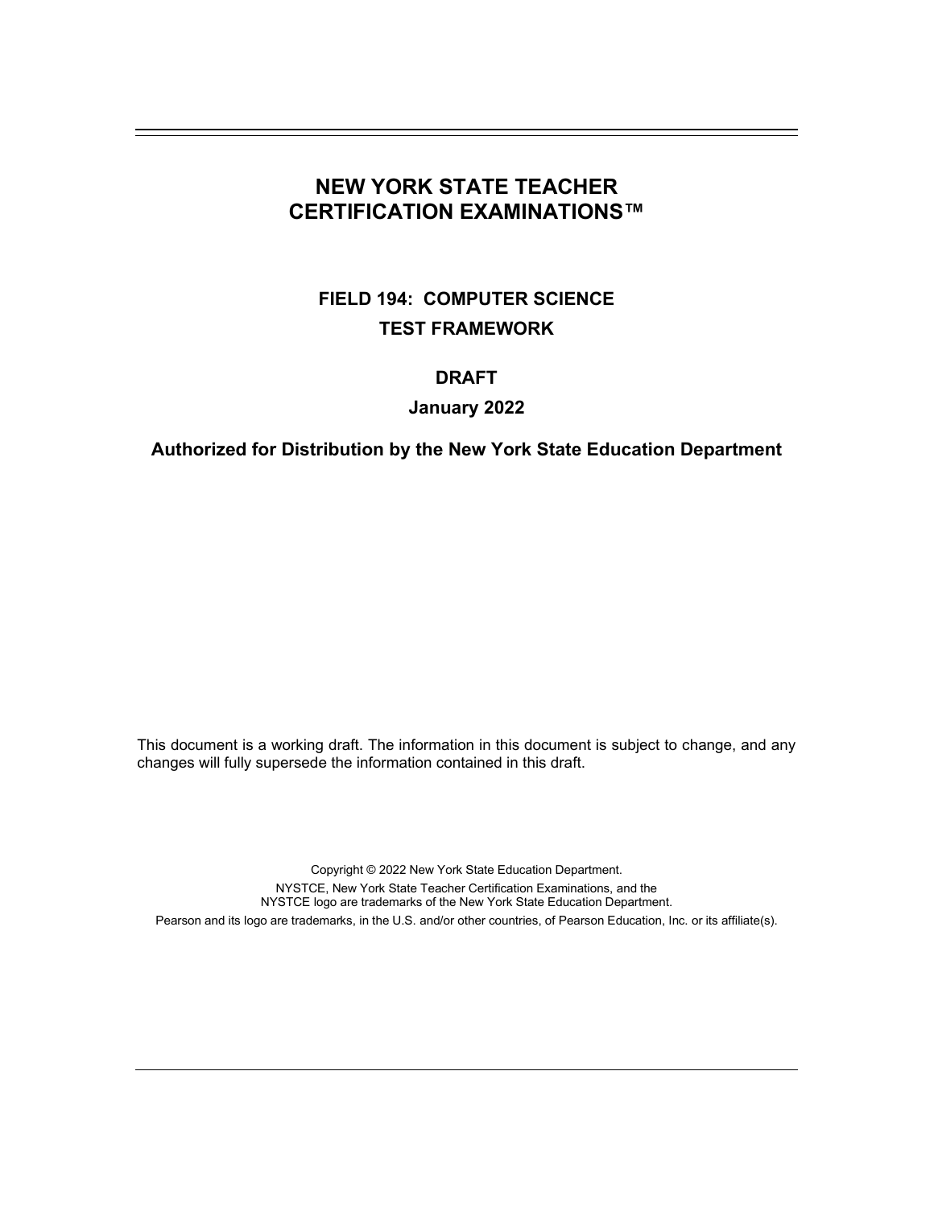# NEW YORK STATE TEACHER CERTIFICATION EXAMINATIONS™

## FIELD 194: COMPUTER SCIENCE
## TEST FRAMEWORK

## DRAFT

**January 2022**

**Authorized for Distribution by the New York State Education Department**

This document is a working draft. The information in this document is subject to change, and any changes will fully supersede the information contained in this draft.

Copyright © 2022 New York State Education Department.
NYSTCE, New York State Teacher Certification Examinations, and the NYSTCE logo are trademarks of the New York State Education Department.
Pearson and its logo are trademarks, in the U.S. and/or other countries, of Pearson Education, Inc. or its affiliate(s).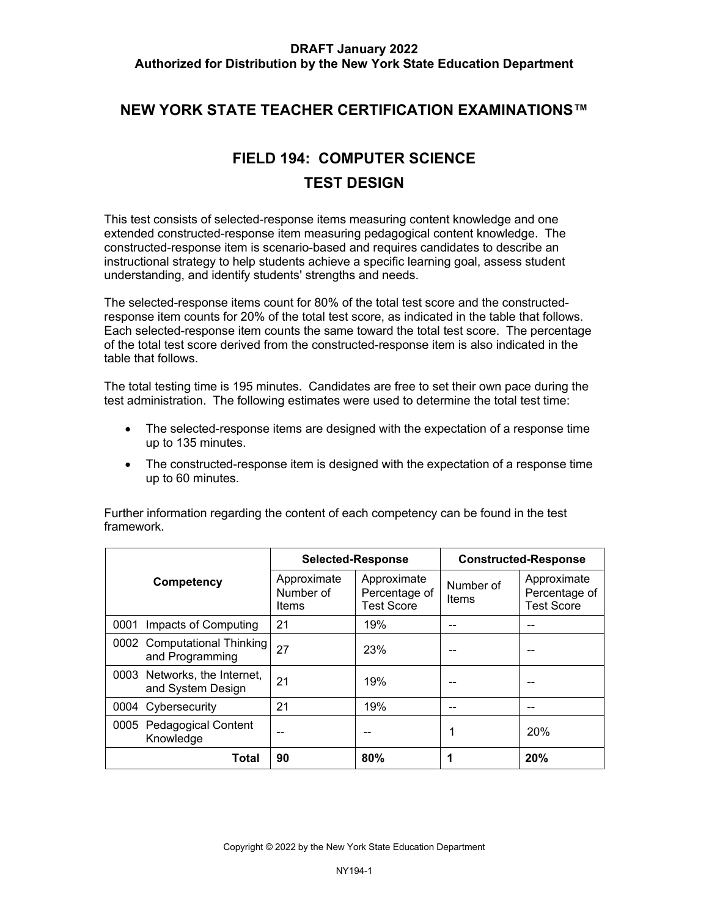**DRAFT January 2022**
**Authorized for Distribution by the New York State Education Department**

# NEW YORK STATE TEACHER CERTIFICATION EXAMINATIONS™

## FIELD 194: COMPUTER SCIENCE
## TEST DESIGN

This test consists of selected-response items measuring content knowledge and one extended constructed-response item measuring pedagogical content knowledge. The constructed-response item is scenario-based and requires candidates to describe an instructional strategy to help students achieve a specific learning goal, assess student understanding, and identify students' strengths and needs.

The selected-response items count for 80% of the total test score and the constructed-response item counts for 20% of the total test score, as indicated in the table that follows. Each selected-response item counts the same toward the total test score. The percentage of the total test score derived from the constructed-response item is also indicated in the table that follows.

The total testing time is 195 minutes. Candidates are free to set their own pace during the test administration. The following estimates were used to determine the total test time:

- The selected-response items are designed with the expectation of a response time up to 135 minutes.
- The constructed-response item is designed with the expectation of a response time up to 60 minutes.

Further information regarding the content of each competency can be found in the test framework.

| Competency | Selected-Response | | Constructed-Response | |
|---|---|---|---|---|
| | Approximate Number of Items | Approximate Percentage of Test Score | Number of Items | Approximate Percentage of Test Score |
| 0001 Impacts of Computing | 21 | 19% | -- | -- |
| 0002 Computational Thinking and Programming | 27 | 23% | -- | -- |
| 0003 Networks, the Internet, and System Design | 21 | 19% | -- | -- |
| 0004 Cybersecurity | 21 | 19% | -- | -- |
| 0005 Pedagogical Content Knowledge | -- | -- | 1 | 20% |
| **Total** | **90** | **80%** | **1** | **20%** |

Copyright © 2022 by the New York State Education Department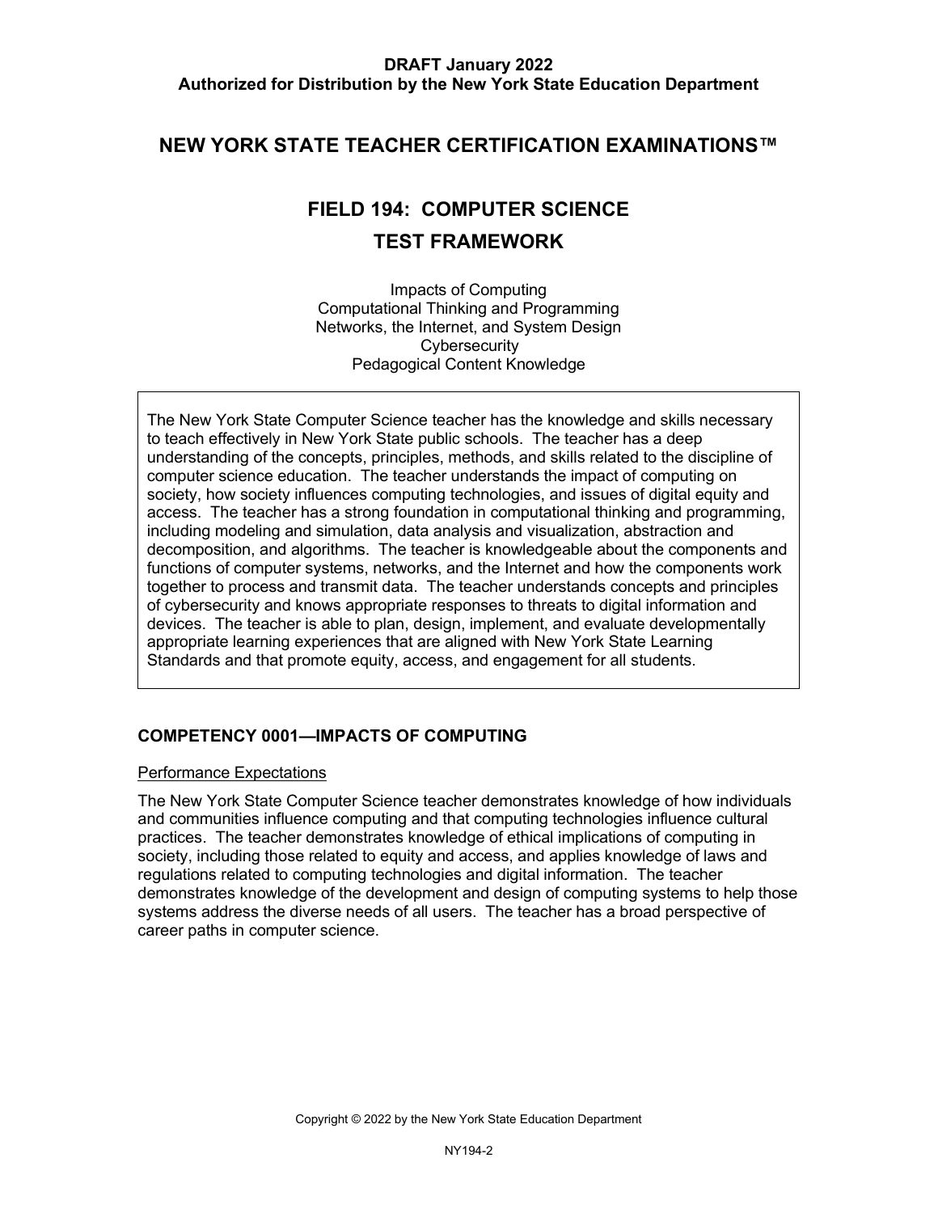**DRAFT January 2022**
**Authorized for Distribution by the New York State Education Department**

# NEW YORK STATE TEACHER CERTIFICATION EXAMINATIONS™

## FIELD 194: COMPUTER SCIENCE
## TEST FRAMEWORK

Impacts of Computing
Computational Thinking and Programming
Networks, the Internet, and System Design
Cybersecurity
Pedagogical Content Knowledge

The New York State Computer Science teacher has the knowledge and skills necessary to teach effectively in New York State public schools. The teacher has a deep understanding of the concepts, principles, methods, and skills related to the discipline of computer science education. The teacher understands the impact of computing on society, how society influences computing technologies, and issues of digital equity and access. The teacher has a strong foundation in computational thinking and programming, including modeling and simulation, data analysis and visualization, abstraction and decomposition, and algorithms. The teacher is knowledgeable about the components and functions of computer systems, networks, and the Internet and how the components work together to process and transmit data. The teacher understands concepts and principles of cybersecurity and knows appropriate responses to threats to digital information and devices. The teacher is able to plan, design, implement, and evaluate developmentally appropriate learning experiences that are aligned with New York State Learning Standards and that promote equity, access, and engagement for all students.

### COMPETENCY 0001—IMPACTS OF COMPUTING

Performance Expectations

The New York State Computer Science teacher demonstrates knowledge of how individuals and communities influence computing and that computing technologies influence cultural practices. The teacher demonstrates knowledge of ethical implications of computing in society, including those related to equity and access, and applies knowledge of laws and regulations related to computing technologies and digital information. The teacher demonstrates knowledge of the development and design of computing systems to help those systems address the diverse needs of all users. The teacher has a broad perspective of career paths in computer science.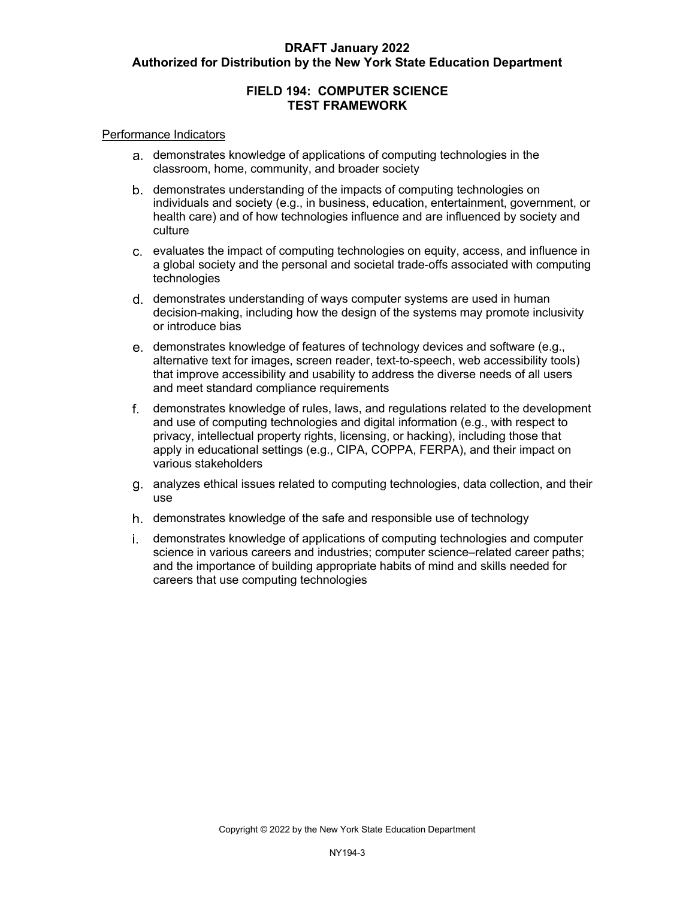Performance Indicators

a. demonstrates knowledge of applications of computing technologies in the classroom, home, community, and broader society

b. demonstrates understanding of the impacts of computing technologies on individuals and society (e.g., in business, education, entertainment, government, or health care) and of how technologies influence and are influenced by society and culture

c. evaluates the impact of computing technologies on equity, access, and influence in a global society and the personal and societal trade-offs associated with computing technologies

d. demonstrates understanding of ways computer systems are used in human decision-making, including how the design of the systems may promote inclusivity or introduce bias

e. demonstrates knowledge of features of technology devices and software (e.g., alternative text for images, screen reader, text-to-speech, web accessibility tools) that improve accessibility and usability to address the diverse needs of all users and meet standard compliance requirements

f. demonstrates knowledge of rules, laws, and regulations related to the development and use of computing technologies and digital information (e.g., with respect to privacy, intellectual property rights, licensing, or hacking), including those that apply in educational settings (e.g., CIPA, COPPA, FERPA), and their impact on various stakeholders

g. analyzes ethical issues related to computing technologies, data collection, and their use

h. demonstrates knowledge of the safe and responsible use of technology

i. demonstrates knowledge of applications of computing technologies and computer science in various careers and industries; computer science–related career paths; and the importance of building appropriate habits of mind and skills needed for careers that use computing technologies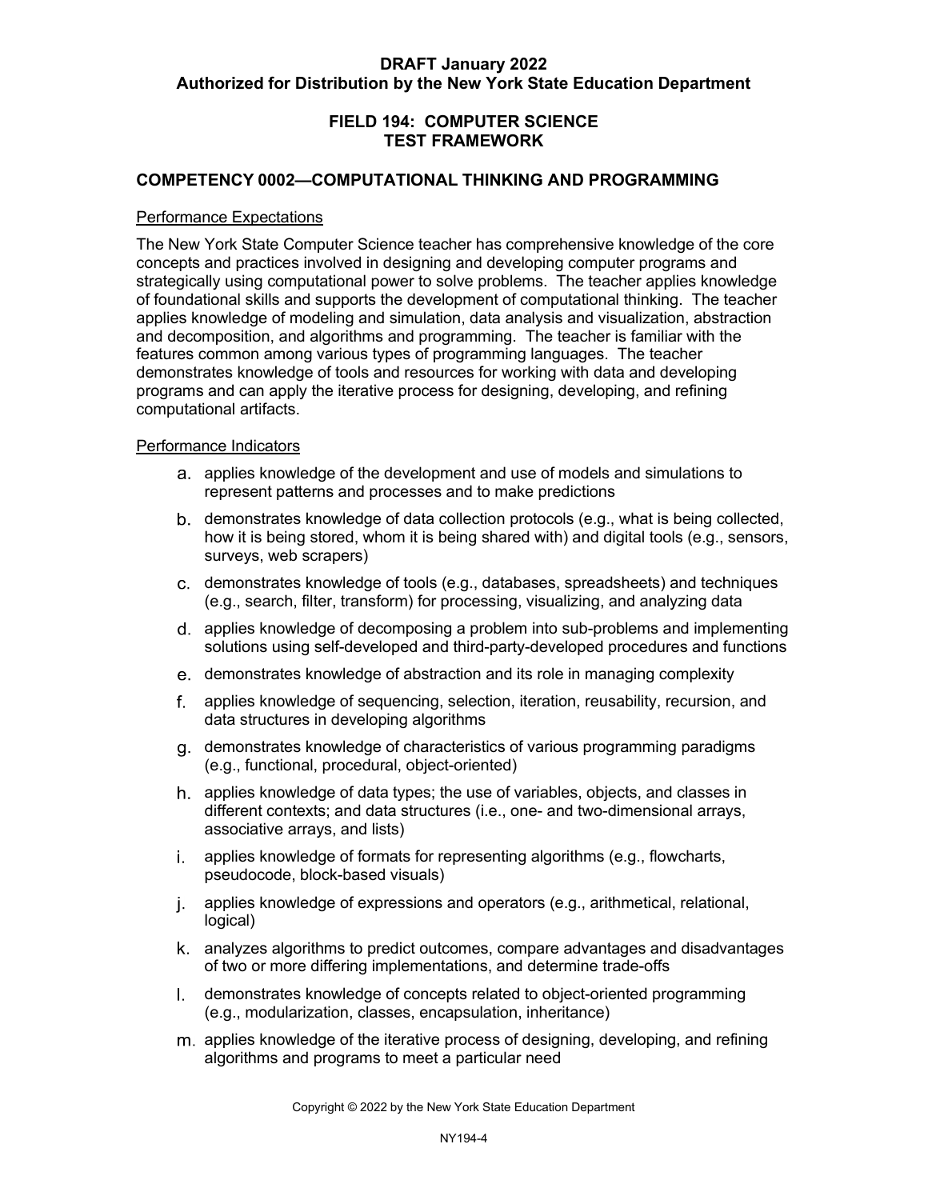**DRAFT January 2022**
**Authorized for Distribution by the New York State Education Department**

## FIELD 194: COMPUTER SCIENCE TEST FRAMEWORK

### COMPETENCY 0002—COMPUTATIONAL THINKING AND PROGRAMMING

Performance Expectations

The New York State Computer Science teacher has comprehensive knowledge of the core concepts and practices involved in designing and developing computer programs and strategically using computational power to solve problems. The teacher applies knowledge of foundational skills and supports the development of computational thinking. The teacher applies knowledge of modeling and simulation, data analysis and visualization, abstraction and decomposition, and algorithms and programming. The teacher is familiar with the features common among various types of programming languages. The teacher demonstrates knowledge of tools and resources for working with data and developing programs and can apply the iterative process for designing, developing, and refining computational artifacts.

Performance Indicators

a. applies knowledge of the development and use of models and simulations to represent patterns and processes and to make predictions

b. demonstrates knowledge of data collection protocols (e.g., what is being collected, how it is being stored, whom it is being shared with) and digital tools (e.g., sensors, surveys, web scrapers)

c. demonstrates knowledge of tools (e.g., databases, spreadsheets) and techniques (e.g., search, filter, transform) for processing, visualizing, and analyzing data

d. applies knowledge of decomposing a problem into sub-problems and implementing solutions using self-developed and third-party-developed procedures and functions

e. demonstrates knowledge of abstraction and its role in managing complexity

f. applies knowledge of sequencing, selection, iteration, reusability, recursion, and data structures in developing algorithms

g. demonstrates knowledge of characteristics of various programming paradigms (e.g., functional, procedural, object-oriented)

h. applies knowledge of data types; the use of variables, objects, and classes in different contexts; and data structures (i.e., one- and two-dimensional arrays, associative arrays, and lists)

i. applies knowledge of formats for representing algorithms (e.g., flowcharts, pseudocode, block-based visuals)

j. applies knowledge of expressions and operators (e.g., arithmetical, relational, logical)

k. analyzes algorithms to predict outcomes, compare advantages and disadvantages of two or more differing implementations, and determine trade-offs

l. demonstrates knowledge of concepts related to object-oriented programming (e.g., modularization, classes, encapsulation, inheritance)

m. applies knowledge of the iterative process of designing, developing, and refining algorithms and programs to meet a particular need

Copyright © 2022 by the New York State Education Department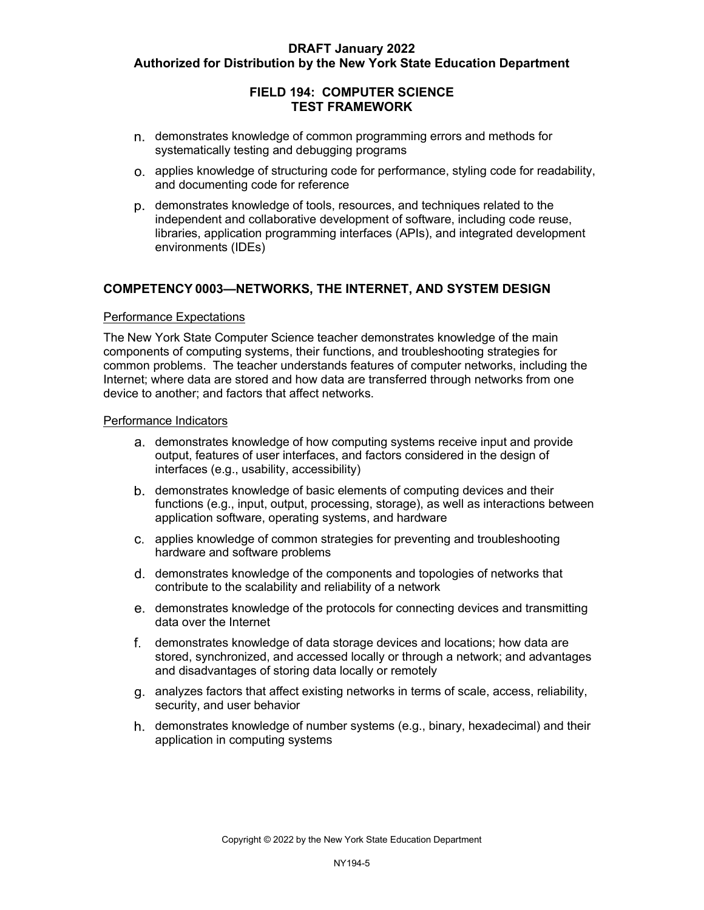n. demonstrates knowledge of common programming errors and methods for systematically testing and debugging programs

o. applies knowledge of structuring code for performance, styling code for readability, and documenting code for reference

p. demonstrates knowledge of tools, resources, and techniques related to the independent and collaborative development of software, including code reuse, libraries, application programming interfaces (APIs), and integrated development environments (IDEs)

## COMPETENCY 0003—NETWORKS, THE INTERNET, AND SYSTEM DESIGN

Performance Expectations

The New York State Computer Science teacher demonstrates knowledge of the main components of computing systems, their functions, and troubleshooting strategies for common problems. The teacher understands features of computer networks, including the Internet; where data are stored and how data are transferred through networks from one device to another; and factors that affect networks.

Performance Indicators

a. demonstrates knowledge of how computing systems receive input and provide output, features of user interfaces, and factors considered in the design of interfaces (e.g., usability, accessibility)

b. demonstrates knowledge of basic elements of computing devices and their functions (e.g., input, output, processing, storage), as well as interactions between application software, operating systems, and hardware

c. applies knowledge of common strategies for preventing and troubleshooting hardware and software problems

d. demonstrates knowledge of the components and topologies of networks that contribute to the scalability and reliability of a network

e. demonstrates knowledge of the protocols for connecting devices and transmitting data over the Internet

f. demonstrates knowledge of data storage devices and locations; how data are stored, synchronized, and accessed locally or through a network; and advantages and disadvantages of storing data locally or remotely

g. analyzes factors that affect existing networks in terms of scale, access, reliability, security, and user behavior

h. demonstrates knowledge of number systems (e.g., binary, hexadecimal) and their application in computing systems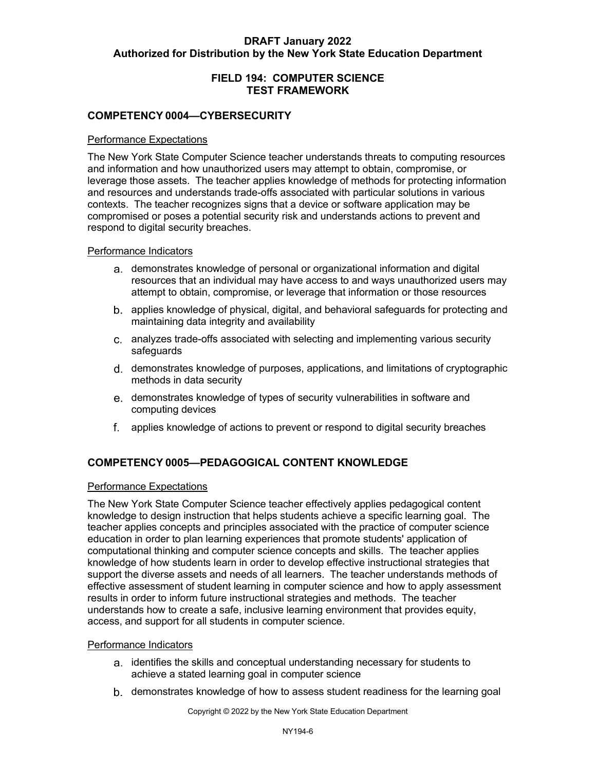**DRAFT January 2022**
**Authorized for Distribution by the New York State Education Department**

**FIELD 194: COMPUTER SCIENCE**
**TEST FRAMEWORK**

## COMPETENCY 0004—CYBERSECURITY

### Performance Expectations

The New York State Computer Science teacher understands threats to computing resources and information and how unauthorized users may attempt to obtain, compromise, or leverage those assets. The teacher applies knowledge of methods for protecting information and resources and understands trade-offs associated with particular solutions in various contexts. The teacher recognizes signs that a device or software application may be compromised or poses a potential security risk and understands actions to prevent and respond to digital security breaches.

### Performance Indicators

a. demonstrates knowledge of personal or organizational information and digital resources that an individual may have access to and ways unauthorized users may attempt to obtain, compromise, or leverage that information or those resources

b. applies knowledge of physical, digital, and behavioral safeguards for protecting and maintaining data integrity and availability

c. analyzes trade-offs associated with selecting and implementing various security safeguards

d. demonstrates knowledge of purposes, applications, and limitations of cryptographic methods in data security

e. demonstrates knowledge of types of security vulnerabilities in software and computing devices

f. applies knowledge of actions to prevent or respond to digital security breaches

## COMPETENCY 0005—PEDAGOGICAL CONTENT KNOWLEDGE

### Performance Expectations

The New York State Computer Science teacher effectively applies pedagogical content knowledge to design instruction that helps students achieve a specific learning goal. The teacher applies concepts and principles associated with the practice of computer science education in order to plan learning experiences that promote students' application of computational thinking and computer science concepts and skills. The teacher applies knowledge of how students learn in order to develop effective instructional strategies that support the diverse assets and needs of all learners. The teacher understands methods of effective assessment of student learning in computer science and how to apply assessment results in order to inform future instructional strategies and methods. The teacher understands how to create a safe, inclusive learning environment that provides equity, access, and support for all students in computer science.

### Performance Indicators

a. identifies the skills and conceptual understanding necessary for students to achieve a stated learning goal in computer science

b. demonstrates knowledge of how to assess student readiness for the learning goal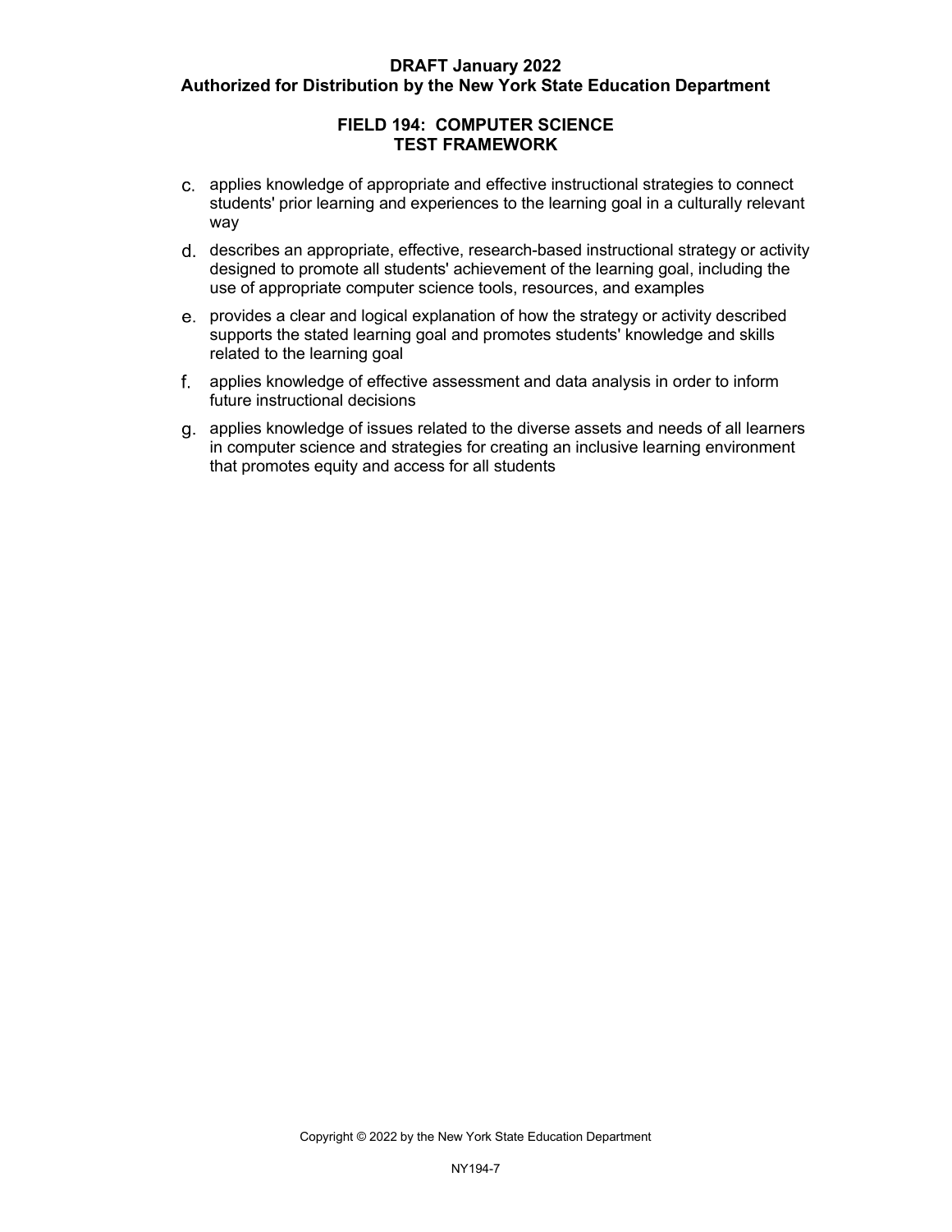c. applies knowledge of appropriate and effective instructional strategies to connect students' prior learning and experiences to the learning goal in a culturally relevant way

d. describes an appropriate, effective, research-based instructional strategy or activity designed to promote all students' achievement of the learning goal, including the use of appropriate computer science tools, resources, and examples

e. provides a clear and logical explanation of how the strategy or activity described supports the stated learning goal and promotes students' knowledge and skills related to the learning goal

f. applies knowledge of effective assessment and data analysis in order to inform future instructional decisions

g. applies knowledge of issues related to the diverse assets and needs of all learners in computer science and strategies for creating an inclusive learning environment that promotes equity and access for all students